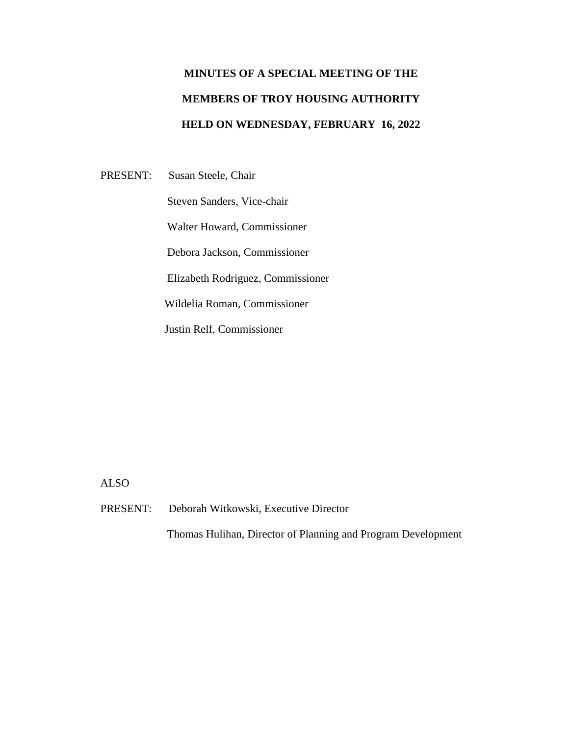# MINUTES OF A SPECIAL MEETING OF THE MEMBERS OF TROY HOUSING AUTHORITY HELD ON WEDNESDAY, FEBRUARY 16, 2022

PRESENT:
Susan Steele, Chair
Steven Sanders, Vice-chair
Walter Howard, Commissioner
Debora Jackson, Commissioner
Elizabeth Rodriguez, Commissioner
Wildelia Roman, Commissioner
Justin Relf, Commissioner

ALSO PRESENT:
Deborah Witkowski, Executive Director
Thomas Hulihan, Director of Planning and Program Development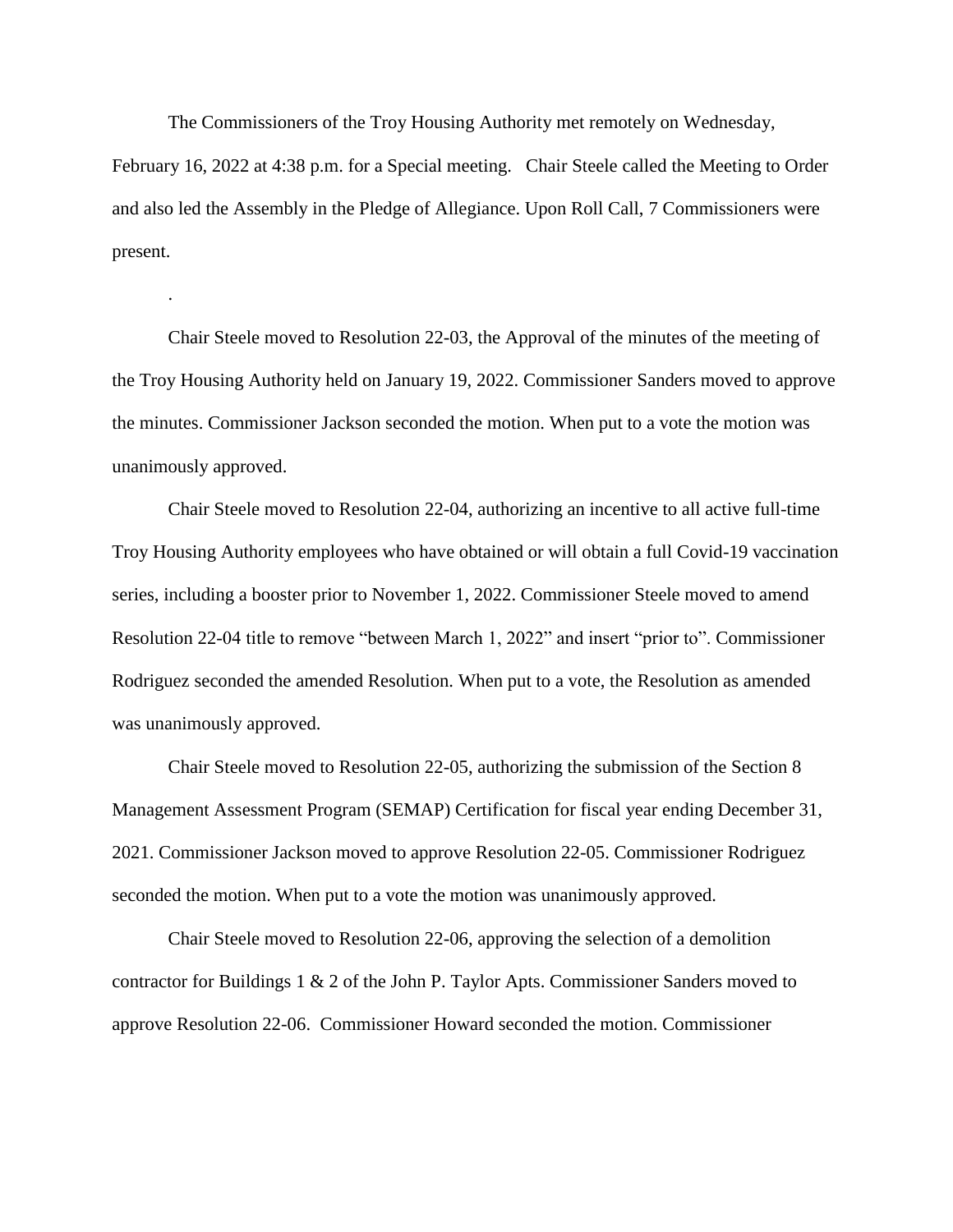The Commissioners of the Troy Housing Authority met remotely on Wednesday, February 16, 2022 at 4:38 p.m. for a Special meeting. Chair Steele called the Meeting to Order and also led the Assembly in the Pledge of Allegiance. Upon Roll Call, 7 Commissioners were present.

.

Chair Steele moved to Resolution 22-03, the Approval of the minutes of the meeting of the Troy Housing Authority held on January 19, 2022. Commissioner Sanders moved to approve the minutes. Commissioner Jackson seconded the motion. When put to a vote the motion was unanimously approved.

Chair Steele moved to Resolution 22-04, authorizing an incentive to all active full-time Troy Housing Authority employees who have obtained or will obtain a full Covid-19 vaccination series, including a booster prior to November 1, 2022. Commissioner Steele moved to amend Resolution 22-04 title to remove "between March 1, 2022" and insert "prior to". Commissioner Rodriguez seconded the amended Resolution. When put to a vote, the Resolution as amended was unanimously approved.

Chair Steele moved to Resolution 22-05, authorizing the submission of the Section 8 Management Assessment Program (SEMAP) Certification for fiscal year ending December 31, 2021. Commissioner Jackson moved to approve Resolution 22-05. Commissioner Rodriguez seconded the motion. When put to a vote the motion was unanimously approved.

Chair Steele moved to Resolution 22-06, approving the selection of a demolition contractor for Buildings 1 & 2 of the John P. Taylor Apts. Commissioner Sanders moved to approve Resolution 22-06. Commissioner Howard seconded the motion. Commissioner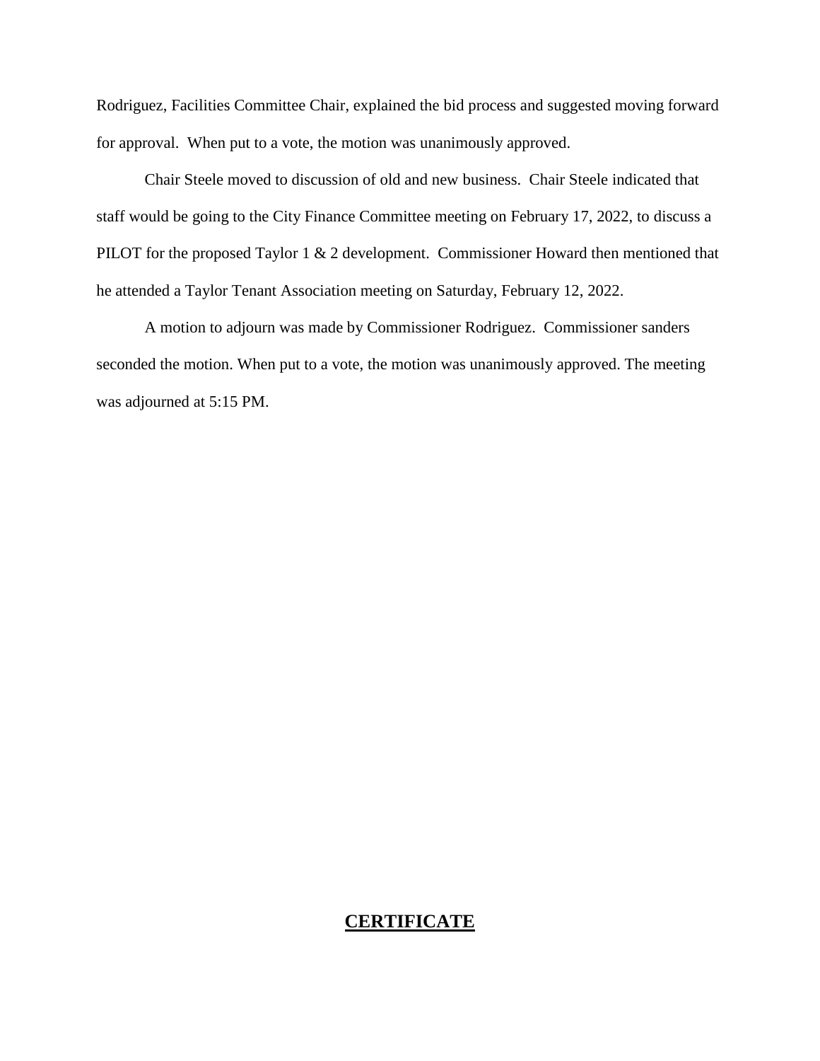Rodriguez, Facilities Committee Chair, explained the bid process and suggested moving forward for approval. When put to a vote, the motion was unanimously approved.

Chair Steele moved to discussion of old and new business. Chair Steele indicated that staff would be going to the City Finance Committee meeting on February 17, 2022, to discuss a PILOT for the proposed Taylor 1 & 2 development. Commissioner Howard then mentioned that he attended a Taylor Tenant Association meeting on Saturday, February 12, 2022.

A motion to adjourn was made by Commissioner Rodriguez. Commissioner sanders seconded the motion. When put to a vote, the motion was unanimously approved. The meeting was adjourned at 5:15 PM.

## **CERTIFICATE**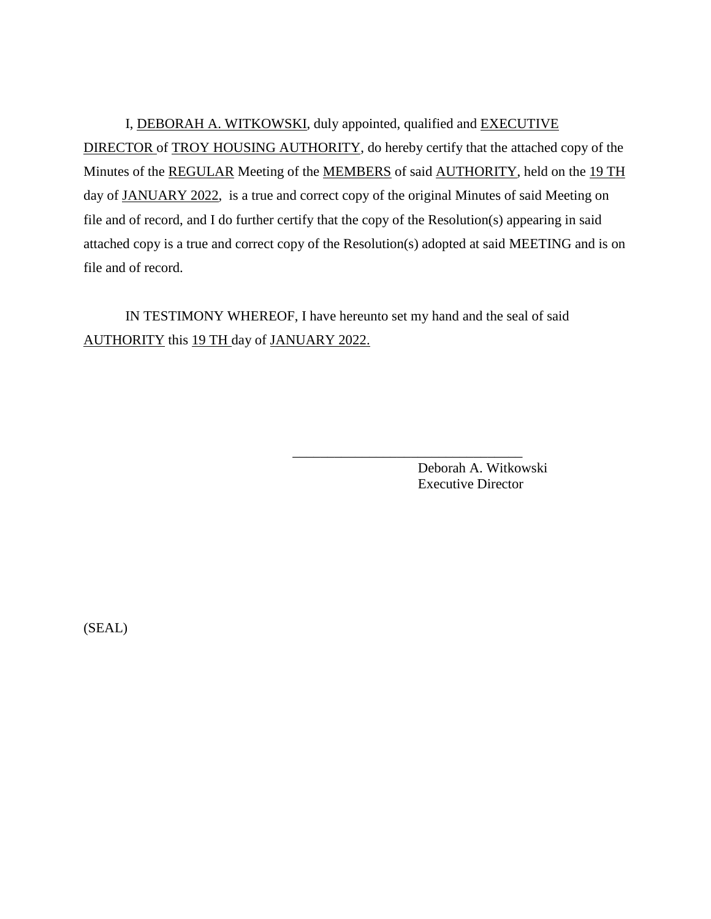I, DEBORAH A. WITKOWSKI, duly appointed, qualified and EXECUTIVE DIRECTOR of TROY HOUSING AUTHORITY, do hereby certify that the attached copy of the Minutes of the REGULAR Meeting of the MEMBERS of said AUTHORITY, held on the 19 TH day of JANUARY 2022, is a true and correct copy of the original Minutes of said Meeting on file and of record, and I do further certify that the copy of the Resolution(s) appearing in said attached copy is a true and correct copy of the Resolution(s) adopted at said MEETING and is on file and of record.

IN TESTIMONY WHEREOF, I have hereunto set my hand and the seal of said AUTHORITY this 19 TH day of JANUARY 2022.

\_\_\_\_\_\_\_\_\_\_\_\_\_\_\_\_\_\_\_\_\_\_\_\_\_\_\_\_\_\_\_\_\_\_

Deborah A. Witkowski
Executive Director

(SEAL)